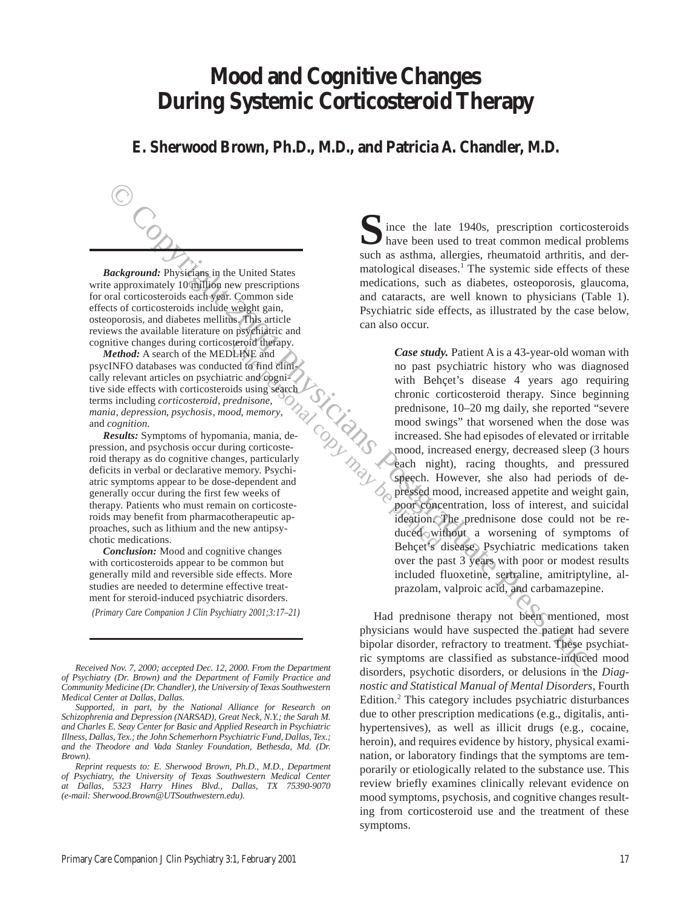# Mood and Cognitive Changes During Systemic Corticosteroid Therapy

**E. Sherwood Brown, Ph.D., M.D., and Patricia A. Chandler, M.D.**

***Background:*** Physicians in the United States write approximately 10 million new prescriptions for oral corticosteroids each year. Common side effects of corticosteroids include weight gain, osteoporosis, and diabetes mellitus. This article reviews the available literature on psychiatric and cognitive changes during corticosteroid therapy.

***Method:*** A search of the MEDLINE and psycINFO databases was conducted to find clinically relevant articles on psychiatric and cognitive side effects with corticosteroids using search terms including *corticosteroid*, *prednisone*, *mania*, *depression*, *psychosis*, *mood*, *memory*, and *cognition*.

***Results:*** Symptoms of hypomania, mania, depression, and psychosis occur during corticosteroid therapy as do cognitive changes, particularly deficits in verbal or declarative memory. Psychiatric symptoms appear to be dose-dependent and generally occur during the first few weeks of therapy. Patients who must remain on corticosteroids may benefit from pharmacotherapeutic approaches, such as lithium and the new antipsychotic medications.

***Conclusion:*** Mood and cognitive changes with corticosteroids appear to be common but generally mild and reversible side effects. More studies are needed to determine effective treatment for steroid-induced psychiatric disorders.

*(Primary Care Companion J Clin Psychiatry 2001;3:17–21)*

*Received Nov. 7, 2000; accepted Dec. 12, 2000. From the Department of Psychiatry (Dr. Brown) and the Department of Family Practice and Community Medicine (Dr. Chandler), the University of Texas Southwestern Medical Center at Dallas, Dallas.*

*Supported, in part, by the National Alliance for Research on Schizophrenia and Depression (NARSAD), Great Neck, N.Y.; the Sarah M. and Charles E. Seay Center for Basic and Applied Research in Psychiatric Illness, Dallas, Tex.; the John Schemerhorn Psychiatric Fund, Dallas, Tex.; and the Theodore and Vada Stanley Foundation, Bethesda, Md. (Dr. Brown).*

*Reprint requests to: E. Sherwood Brown, Ph.D., M.D., Department of Psychiatry, the University of Texas Southwestern Medical Center at Dallas, 5323 Harry Hines Blvd., Dallas, TX 75390-9070 (e-mail: Sherwood.Brown@UTSouthwestern.edu).*

Since the late 1940s, prescription corticosteroids have been used to treat common medical problems such as asthma, allergies, rheumatoid arthritis, and dermatological diseases.[1] The systemic side effects of these medications, such as diabetes, osteoporosis, glaucoma, and cataracts, are well known to physicians (Table 1). Psychiatric side effects, as illustrated by the case below, can also occur.

> ***Case study.*** Patient A is a 43-year-old woman with no past psychiatric history who was diagnosed with Behçet's disease 4 years ago requiring chronic corticosteroid therapy. Since beginning prednisone, 10–20 mg daily, she reported "severe mood swings" that worsened when the dose was increased. She had episodes of elevated or irritable mood, increased energy, decreased sleep (3 hours each night), racing thoughts, and pressured speech. However, she also had periods of depressed mood, increased appetite and weight gain, poor concentration, loss of interest, and suicidal ideation. The prednisone dose could not be reduced without a worsening of symptoms of Behçet's disease. Psychiatric medications taken over the past 3 years with poor or modest results included fluoxetine, sertraline, amitriptyline, alprazolam, valproic acid, and carbamazepine.

Had prednisone therapy not been mentioned, most physicians would have suspected the patient had severe bipolar disorder, refractory to treatment. These psychiatric symptoms are classified as substance-induced mood disorders, psychotic disorders, or delusions in the *Diagnostic and Statistical Manual of Mental Disorders*, Fourth Edition.[2] This category includes psychiatric disturbances due to other prescription medications (e.g., digitalis, antihypertensives), as well as illicit drugs (e.g., cocaine, heroin), and requires evidence by history, physical examination, or laboratory findings that the symptoms are temporarily or etiologically related to the substance use. This review briefly examines clinically relevant evidence on mood symptoms, psychosis, and cognitive changes resulting from corticosteroid use and the treatment of these symptoms.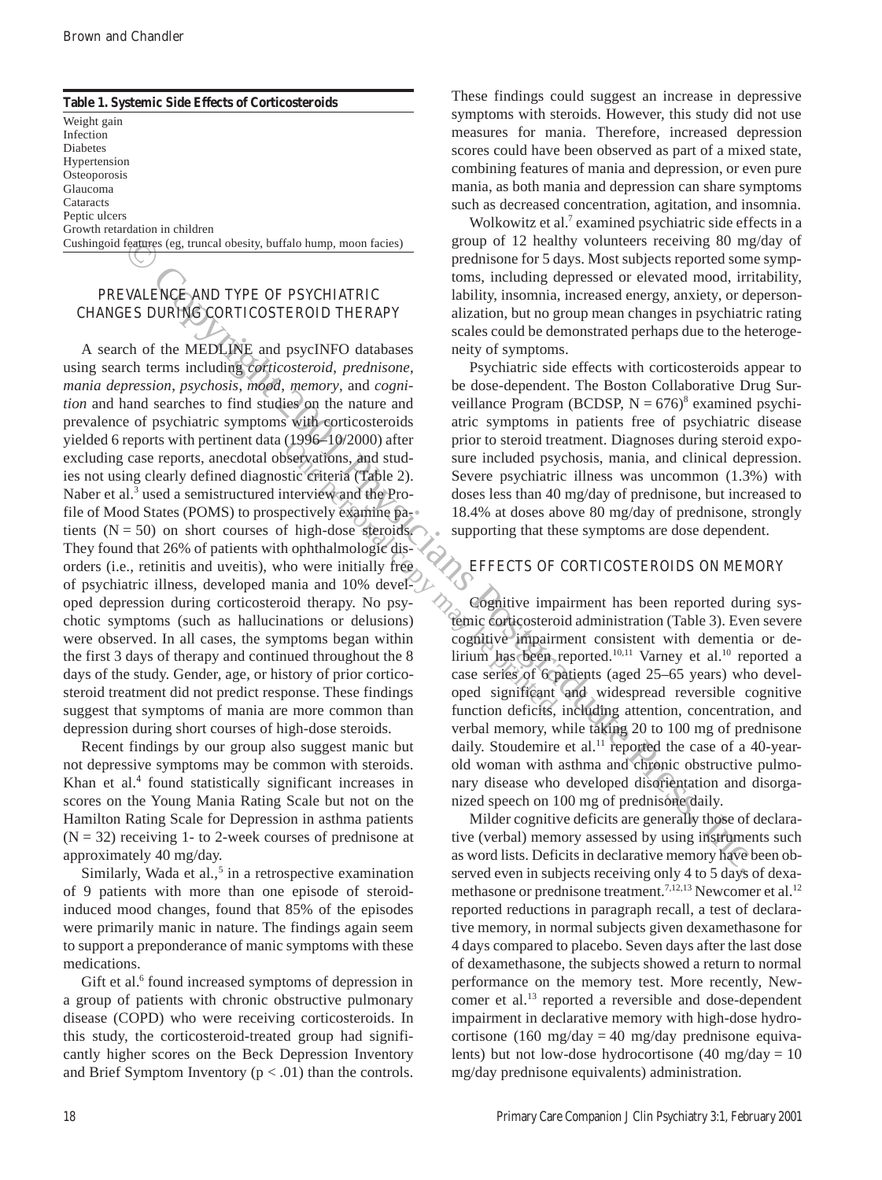**Table 1. Systemic Side Effects of Corticosteroids**

| |
|---|
| Weight gain |
| Infection |
| Diabetes |
| Hypertension |
| Osteoporosis |
| Glaucoma |
| Cataracts |
| Peptic ulcers |
| Growth retardation in children |
| Cushingoid features (eg, truncal obesity, buffalo hump, moon facies) |

## PREVALENCE AND TYPE OF PSYCHIATRIC CHANGES DURING CORTICOSTEROID THERAPY

A search of the MEDLINE and psycINFO databases using search terms including *corticosteroid*, *prednisone*, *mania depression*, *psychosis*, *mood*, *memory*, and *cognition* and hand searches to find studies on the nature and prevalence of psychiatric symptoms with corticosteroids yielded 6 reports with pertinent data (1996–10/2000) after excluding case reports, anecdotal observations, and studies not using clearly defined diagnostic criteria (Table 2). Naber et al.[3] used a semistructured interview and the Profile of Mood States (POMS) to prospectively examine patients (N = 50) on short courses of high-dose steroids. They found that 26% of patients with ophthalmologic disorders (i.e., retinitis and uveitis), who were initially free of psychiatric illness, developed mania and 10% developed depression during corticosteroid therapy. No psychotic symptoms (such as hallucinations or delusions) were observed. In all cases, the symptoms began within the first 3 days of therapy and continued throughout the 8 days of the study. Gender, age, or history of prior corticosteroid treatment did not predict response. These findings suggest that symptoms of mania are more common than depression during short courses of high-dose steroids.

Recent findings by our group also suggest manic but not depressive symptoms may be common with steroids. Khan et al.[4] found statistically significant increases in scores on the Young Mania Rating Scale but not on the Hamilton Rating Scale for Depression in asthma patients (N = 32) receiving 1- to 2-week courses of prednisone at approximately 40 mg/day.

Similarly, Wada et al.,[5] in a retrospective examination of 9 patients with more than one episode of steroid-induced mood changes, found that 85% of the episodes were primarily manic in nature. The findings again seem to support a preponderance of manic symptoms with these medications.

Gift et al.[6] found increased symptoms of depression in a group of patients with chronic obstructive pulmonary disease (COPD) who were receiving corticosteroids. In this study, the corticosteroid-treated group had significantly higher scores on the Beck Depression Inventory and Brief Symptom Inventory ($p < .01$) than the controls. These findings could suggest an increase in depressive symptoms with steroids. However, this study did not use measures for mania. Therefore, increased depression scores could have been observed as part of a mixed state, combining features of mania and depression, or even pure mania, as both mania and depression can share symptoms such as decreased concentration, agitation, and insomnia.

Wolkowitz et al.[7] examined psychiatric side effects in a group of 12 healthy volunteers receiving 80 mg/day of prednisone for 5 days. Most subjects reported some symptoms, including depressed or elevated mood, irritability, lability, insomnia, increased energy, anxiety, or depersonalization, but no group mean changes in psychiatric rating scales could be demonstrated perhaps due to the heterogeneity of symptoms.

Psychiatric side effects with corticosteroids appear to be dose-dependent. The Boston Collaborative Drug Surveillance Program (BCDSP, N = 676)[8] examined psychiatric symptoms in patients free of psychiatric disease prior to steroid treatment. Diagnoses during steroid exposure included psychosis, mania, and clinical depression. Severe psychiatric illness was uncommon (1.3%) with doses less than 40 mg/day of prednisone, but increased to 18.4% at doses above 80 mg/day of prednisone, strongly supporting that these symptoms are dose dependent.

## EFFECTS OF CORTICOSTEROIDS ON MEMORY

Cognitive impairment has been reported during systemic corticosteroid administration (Table 3). Even severe cognitive impairment consistent with dementia or delirium has been reported.[10,11] Varney et al.[10] reported a case series of 6 patients (aged 25–65 years) who developed significant and widespread reversible cognitive function deficits, including attention, concentration, and verbal memory, while taking 20 to 100 mg of prednisone daily. Stoudemire et al.[11] reported the case of a 40-year-old woman with asthma and chronic obstructive pulmonary disease who developed disorientation and disorganized speech on 100 mg of prednisone daily.

Milder cognitive deficits are generally those of declarative (verbal) memory assessed by using instruments such as word lists. Deficits in declarative memory have been observed even in subjects receiving only 4 to 5 days of dexamethasone or prednisone treatment.[7,12,13] Newcomer et al.[12] reported reductions in paragraph recall, a test of declarative memory, in normal subjects given dexamethasone for 4 days compared to placebo. Seven days after the last dose of dexamethasone, the subjects showed a return to normal performance on the memory test. More recently, Newcomer et al.[13] reported a reversible and dose-dependent impairment in declarative memory with high-dose hydrocortisone (160 mg/day = 40 mg/day prednisone equivalents) but not low-dose hydrocortisone (40 mg/day = 10 mg/day prednisone equivalents) administration.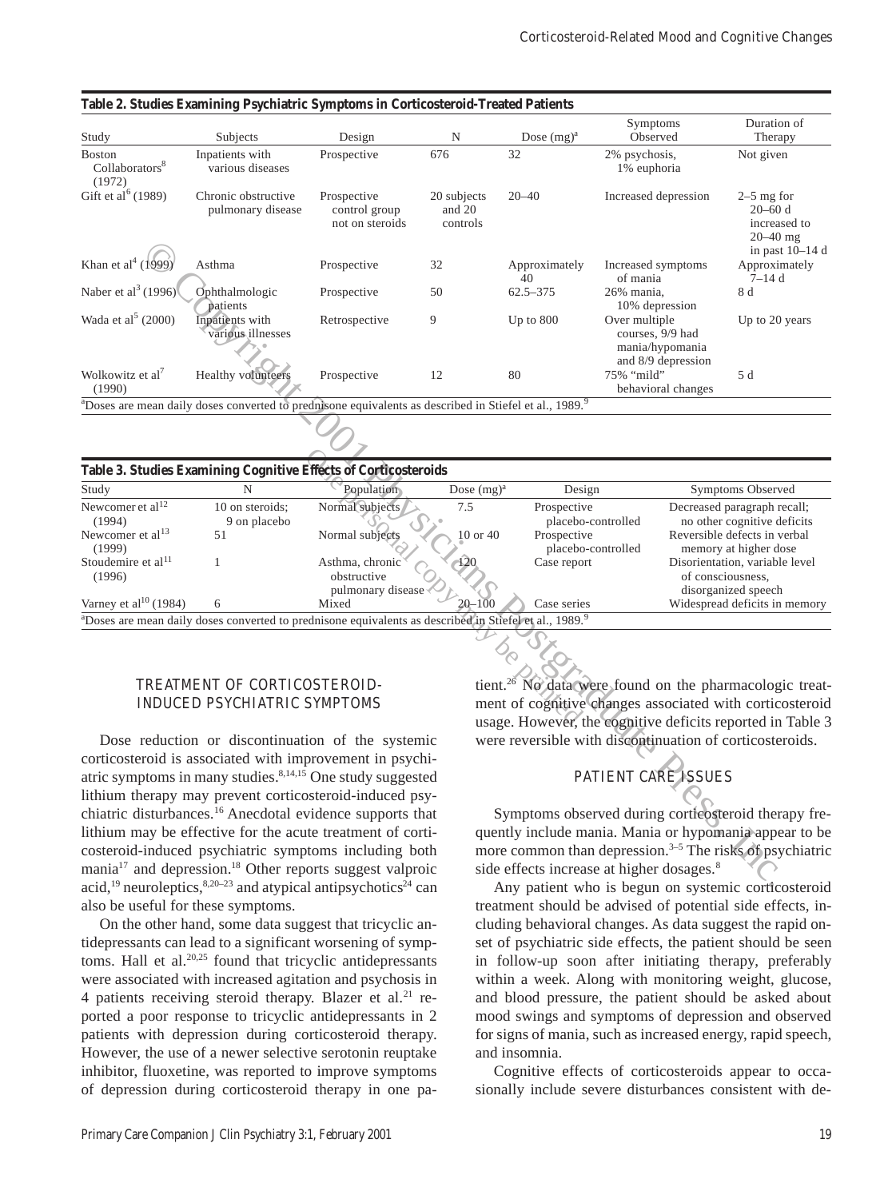**Table 2. Studies Examining Psychiatric Symptoms in Corticosteroid-Treated Patients**

| Study | Subjects | Design | N | Dose (mg)[a] | Symptoms Observed | Duration of Therapy |
|---|---|---|---|---|---|---|
| Boston Collaborators[8] (1972) | Inpatients with various diseases | Prospective | 676 | 32 | 2% psychosis, 1% euphoria | Not given |
| Gift et al[6] (1989) | Chronic obstructive pulmonary disease | Prospective control group not on steroids | 20 subjects and 20 controls | 20–40 | Increased depression | 2–5 mg for 20–60 d increased to 20–40 mg in past 10–14 d |
| Khan et al[4] (1999) | Asthma | Prospective | 32 | Approximately 40 | Increased symptoms of mania | Approximately 7–14 d |
| Naber et al[3] (1996) | Ophthalmologic patients | Prospective | 50 | 62.5–375 | 26% mania, 10% depression | 8 d |
| Wada et al[5] (2000) | Inpatients with various illnesses | Retrospective | 9 | Up to 800 | Over multiple courses, 9/9 had mania/hypomania and 8/9 depression | Up to 20 years |
| Wolkowitz et al[7] (1990) | Healthy volunteers | Prospective | 12 | 80 | 75% "mild" behavioral changes | 5 d |

[a]Doses are mean daily doses converted to prednisone equivalents as described in Stiefel et al., 1989.[9]

**Table 3. Studies Examining Cognitive Effects of Corticosteroids**

| Study | N | Population | Dose (mg)[a] | Design | Symptoms Observed |
|---|---|---|---|---|---|
| Newcomer et al[12] (1994) | 10 on steroids; 9 on placebo | Normal subjects | 7.5 | Prospective placebo-controlled | Decreased paragraph recall; no other cognitive deficits |
| Newcomer et al[13] (1999) | 51 | Normal subjects | 10 or 40 | Prospective placebo-controlled | Reversible defects in verbal memory at higher dose |
| Stoudemire et al[11] (1996) | 1 | Asthma, chronic obstructive pulmonary disease | 120 | Case report | Disorientation, variable level of consciousness, disorganized speech |
| Varney et al[10] (1984) | 6 | Mixed | 20–100 | Case series | Widespread deficits in memory |

[a]Doses are mean daily doses converted to prednisone equivalents as described in Stiefel et al., 1989.[9]

## TREATMENT OF CORTICOSTEROID-INDUCED PSYCHIATRIC SYMPTOMS

Dose reduction or discontinuation of the systemic corticosteroid is associated with improvement in psychiatric symptoms in many studies.[8,14,15] One study suggested lithium therapy may prevent corticosteroid-induced psychiatric disturbances.[16] Anecdotal evidence supports that lithium may be effective for the acute treatment of corticosteroid-induced psychiatric symptoms including both mania[17] and depression.[18] Other reports suggest valproic acid,[19] neuroleptics,[8,20–23] and atypical antipsychotics[24] can also be useful for these symptoms.

On the other hand, some data suggest that tricyclic antidepressants can lead to a significant worsening of symptoms. Hall et al.[20,25] found that tricyclic antidepressants were associated with increased agitation and psychosis in 4 patients receiving steroid therapy. Blazer et al.[21] reported a poor response to tricyclic antidepressants in 2 patients with depression during corticosteroid therapy. However, the use of a newer selective serotonin reuptake inhibitor, fluoxetine, was reported to improve symptoms of depression during corticosteroid therapy in one patient.[26] No data were found on the pharmacologic treatment of cognitive changes associated with corticosteroid usage. However, the cognitive deficits reported in Table 3 were reversible with discontinuation of corticosteroids.

## PATIENT CARE ISSUES

Symptoms observed during corticosteroid therapy frequently include mania. Mania or hypomania appear to be more common than depression.[3–5] The risks of psychiatric side effects increase at higher dosages.[8]

Any patient who is begun on systemic corticosteroid treatment should be advised of potential side effects, including behavioral changes. As data suggest the rapid onset of psychiatric side effects, the patient should be seen in follow-up soon after initiating therapy, preferably within a week. Along with monitoring weight, glucose, and blood pressure, the patient should be asked about mood swings and symptoms of depression and observed for signs of mania, such as increased energy, rapid speech, and insomnia.

Cognitive effects of corticosteroids appear to occasionally include severe disturbances consistent with de-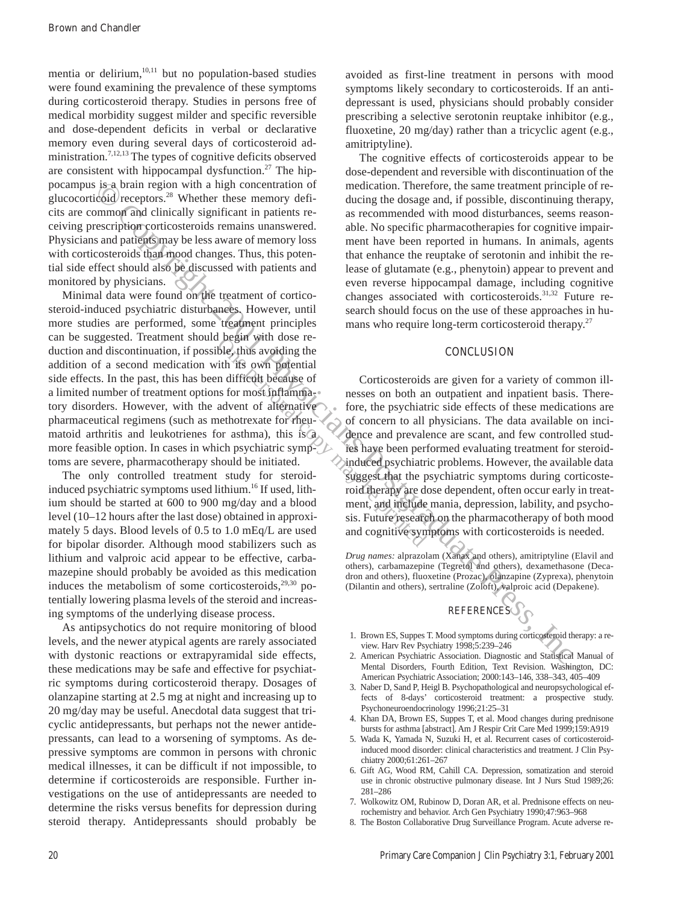mentia or delirium,[10,11] but no population-based studies were found examining the prevalence of these symptoms during corticosteroid therapy. Studies in persons free of medical morbidity suggest milder and specific reversible and dose-dependent deficits in verbal or declarative memory even during several days of corticosteroid administration.[7,12,13] The types of cognitive deficits observed are consistent with hippocampal dysfunction.[27] The hippocampus is a brain region with a high concentration of glucocorticoid receptors.[28] Whether these memory deficits are common and clinically significant in patients receiving prescription corticosteroids remains unanswered. Physicians and patients may be less aware of memory loss with corticosteroids than mood changes. Thus, this potential side effect should also be discussed with patients and monitored by physicians.

Minimal data were found on the treatment of corticosteroid-induced psychiatric disturbances. However, until more studies are performed, some treatment principles can be suggested. Treatment should begin with dose reduction and discontinuation, if possible, thus avoiding the addition of a second medication with its own potential side effects. In the past, this has been difficult because of a limited number of treatment options for most inflammatory disorders. However, with the advent of alternative pharmaceutical regimens (such as methotrexate for rheumatoid arthritis and leukotrienes for asthma), this is a more feasible option. In cases in which psychiatric symptoms are severe, pharmacotherapy should be initiated.

The only controlled treatment study for steroid-induced psychiatric symptoms used lithium.[16] If used, lithium should be started at 600 to 900 mg/day and a blood level (10–12 hours after the last dose) obtained in approximately 5 days. Blood levels of 0.5 to 1.0 mEq/L are used for bipolar disorder. Although mood stabilizers such as lithium and valproic acid appear to be effective, carbamazepine should probably be avoided as this medication induces the metabolism of some corticosteroids,[29,30] potentially lowering plasma levels of the steroid and increasing symptoms of the underlying disease process.

As antipsychotics do not require monitoring of blood levels, and the newer atypical agents are rarely associated with dystonic reactions or extrapyramidal side effects, these medications may be safe and effective for psychiatric symptoms during corticosteroid therapy. Dosages of olanzapine starting at 2.5 mg at night and increasing up to 20 mg/day may be useful. Anecdotal data suggest that tricyclic antidepressants, but perhaps not the newer antidepressants, can lead to a worsening of symptoms. As depressive symptoms are common in persons with chronic medical illnesses, it can be difficult if not impossible, to determine if corticosteroids are responsible. Further investigations on the use of antidepressants are needed to determine the risks versus benefits for depression during steroid therapy. Antidepressants should probably be avoided as first-line treatment in persons with mood symptoms likely secondary to corticosteroids. If an antidepressant is used, physicians should probably consider prescribing a selective serotonin reuptake inhibitor (e.g., fluoxetine, 20 mg/day) rather than a tricyclic agent (e.g., amitriptyline).

The cognitive effects of corticosteroids appear to be dose-dependent and reversible with discontinuation of the medication. Therefore, the same treatment principle of reducing the dosage and, if possible, discontinuing therapy, as recommended with mood disturbances, seems reasonable. No specific pharmacotherapies for cognitive impairment have been reported in humans. In animals, agents that enhance the reuptake of serotonin and inhibit the release of glutamate (e.g., phenytoin) appear to prevent and even reverse hippocampal damage, including cognitive changes associated with corticosteroids.[31,32] Future research should focus on the use of these approaches in humans who require long-term corticosteroid therapy.[27]

## CONCLUSION

Corticosteroids are given for a variety of common illnesses on both an outpatient and inpatient basis. Therefore, the psychiatric side effects of these medications are of concern to all physicians. The data available on incidence and prevalence are scant, and few controlled studies have been performed evaluating treatment for steroid-induced psychiatric problems. However, the available data suggest that the psychiatric symptoms during corticosteroid therapy are dose dependent, often occur early in treatment, and include mania, depression, lability, and psychosis. Future research on the pharmacotherapy of both mood and cognitive symptoms with corticosteroids is needed.

*Drug names:* alprazolam (Xanax and others), amitriptyline (Elavil and others), carbamazepine (Tegretol and others), dexamethasone (Decadron and others), fluoxetine (Prozac), olanzapine (Zyprexa), phenytoin (Dilantin and others), sertraline (Zoloft), valproic acid (Depakene).

## REFERENCES

1. Brown ES, Suppes T. Mood symptoms during corticosteroid therapy: a review. Harv Rev Psychiatry 1998;5:239–246
2. American Psychiatric Association. Diagnostic and Statistical Manual of Mental Disorders, Fourth Edition, Text Revision. Washington, DC: American Psychiatric Association; 2000:143–146, 338–343, 405–409
3. Naber D, Sand P, Heigl B. Psychopathological and neuropsychological effects of 8-days' corticosteroid treatment: a prospective study. Psychoneuroendocrinology 1996;21:25–31
4. Khan DA, Brown ES, Suppes T, et al. Mood changes during prednisone bursts for asthma [abstract]. Am J Respir Crit Care Med 1999;159:A919
5. Wada K, Yamada N, Suzuki H, et al. Recurrent cases of corticosteroid-induced mood disorder: clinical characteristics and treatment. J Clin Psychiatry 2000;61:261–267
6. Gift AG, Wood RM, Cahill CA. Depression, somatization and steroid use in chronic obstructive pulmonary disease. Int J Nurs Stud 1989;26:281–286
7. Wolkowitz OM, Rubinow D, Doran AR, et al. Prednisone effects on neurochemistry and behavior. Arch Gen Psychiatry 1990;47:963–968
8. The Boston Collaborative Drug Surveillance Program. Acute adverse re-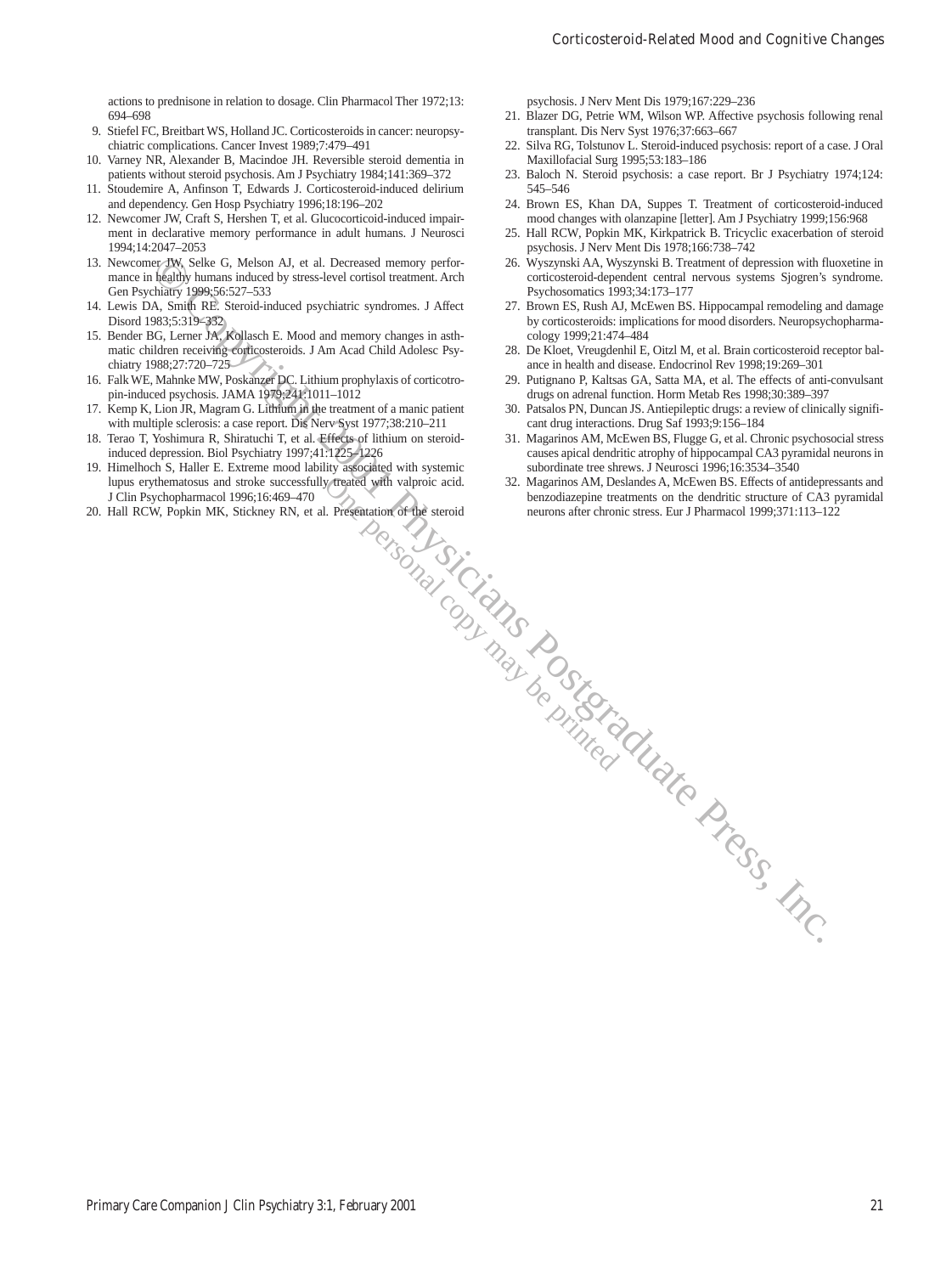actions to prednisone in relation to dosage. Clin Pharmacol Ther 1972;13: 694–698

9. Stiefel FC, Breitbart WS, Holland JC. Corticosteroids in cancer: neuropsychiatric complications. Cancer Invest 1989;7:479–491
10. Varney NR, Alexander B, Macindoe JH. Reversible steroid dementia in patients without steroid psychosis. Am J Psychiatry 1984;141:369–372
11. Stoudemire A, Anfinson T, Edwards J. Corticosteroid-induced delirium and dependency. Gen Hosp Psychiatry 1996;18:196–202
12. Newcomer JW, Craft S, Hershen T, et al. Glucocorticoid-induced impairment in declarative memory performance in adult humans. J Neurosci 1994;14:2047–2053
13. Newcomer JW, Selke G, Melson AJ, et al. Decreased memory performance in healthy humans induced by stress-level cortisol treatment. Arch Gen Psychiatry 1999;56:527–533
14. Lewis DA, Smith RE. Steroid-induced psychiatric syndromes. J Affect Disord 1983;5:319–332
15. Bender BG, Lerner JA, Kollasch E. Mood and memory changes in asthmatic children receiving corticosteroids. J Am Acad Child Adolesc Psychiatry 1988;27:720–725
16. Falk WE, Mahnke MW, Poskanzer DC. Lithium prophylaxis of corticotropin-induced psychosis. JAMA 1979;241:1011–1012
17. Kemp K, Lion JR, Magram G. Lithium in the treatment of a manic patient with multiple sclerosis: a case report. Dis Nerv Syst 1977;38:210–211
18. Terao T, Yoshimura R, Shiratuchi T, et al. Effects of lithium on steroid-induced depression. Biol Psychiatry 1997;41:1225–1226
19. Himelhoch S, Haller E. Extreme mood lability associated with systemic lupus erythematosus and stroke successfully treated with valproic acid. J Clin Psychopharmacol 1996;16:469–470
20. Hall RCW, Popkin MK, Stickney RN, et al. Presentation of the steroid psychosis. J Nerv Ment Dis 1979;167:229–236
21. Blazer DG, Petrie WM, Wilson WP. Affective psychosis following renal transplant. Dis Nerv Syst 1976;37:663–667
22. Silva RG, Tolstunov L. Steroid-induced psychosis: report of a case. J Oral Maxillofacial Surg 1995;53:183–186
23. Baloch N. Steroid psychosis: a case report. Br J Psychiatry 1974;124: 545–546
24. Brown ES, Khan DA, Suppes T. Treatment of corticosteroid-induced mood changes with olanzapine [letter]. Am J Psychiatry 1999;156:968
25. Hall RCW, Popkin MK, Kirkpatrick B. Tricyclic exacerbation of steroid psychosis. J Nerv Ment Dis 1978;166:738–742
26. Wyszynski AA, Wyszynski B. Treatment of depression with fluoxetine in corticosteroid-dependent central nervous systems Sjogren's syndrome. Psychosomatics 1993;34:173–177
27. Brown ES, Rush AJ, McEwen BS. Hippocampal remodeling and damage by corticosteroids: implications for mood disorders. Neuropsychopharmacology 1999;21:474–484
28. De Kloet, Vreugdenhil E, Oitzl M, et al. Brain corticosteroid receptor balance in health and disease. Endocrinol Rev 1998;19:269–301
29. Putignano P, Kaltsas GA, Satta MA, et al. The effects of anti-convulsant drugs on adrenal function. Horm Metab Res 1998;30:389–397
30. Patsalos PN, Duncan JS. Antiepileptic drugs: a review of clinically significant drug interactions. Drug Saf 1993;9:156–184
31. Magarinos AM, McEwen BS, Flugge G, et al. Chronic psychosocial stress causes apical dendritic atrophy of hippocampal CA3 pyramidal neurons in subordinate tree shrews. J Neurosci 1996;16:3534–3540
32. Magarinos AM, Deslandes A, McEwen BS. Effects of antidepressants and benzodiazepine treatments on the dendritic structure of CA3 pyramidal neurons after chronic stress. Eur J Pharmacol 1999;371:113–122